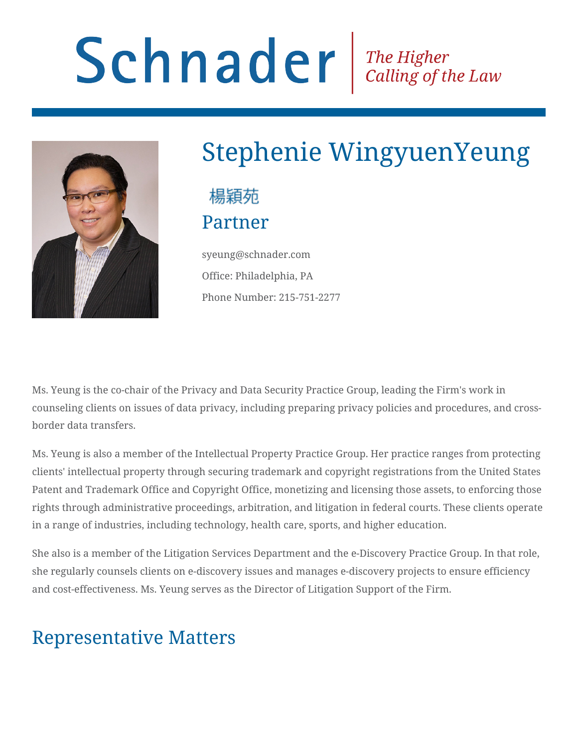Schnader | *The Higher Calling of the Law*

# Stephenie WingyuenYeung

楊穎苑

## Partner

syeung@schnader.com

Office: Philadelphia, PA

Phone Number: 215-751-2277

Ms. Yeung is the co-chair of the Privacy and Data Security Practice Group, leading the Firm's work in counseling clients on issues of data privacy, including preparing privacy policies and procedures, and cross-border data transfers.

Ms. Yeung is also a member of the Intellectual Property Practice Group. Her practice ranges from protecting clients' intellectual property through securing trademark and copyright registrations from the United States Patent and Trademark Office and Copyright Office, monetizing and licensing those assets, to enforcing those rights through administrative proceedings, arbitration, and litigation in federal courts. These clients operate in a range of industries, including technology, health care, sports, and higher education.

She also is a member of the Litigation Services Department and the e-Discovery Practice Group. In that role, she regularly counsels clients on e-discovery issues and manages e-discovery projects to ensure efficiency and cost-effectiveness. Ms. Yeung serves as the Director of Litigation Support of the Firm.

## Representative Matters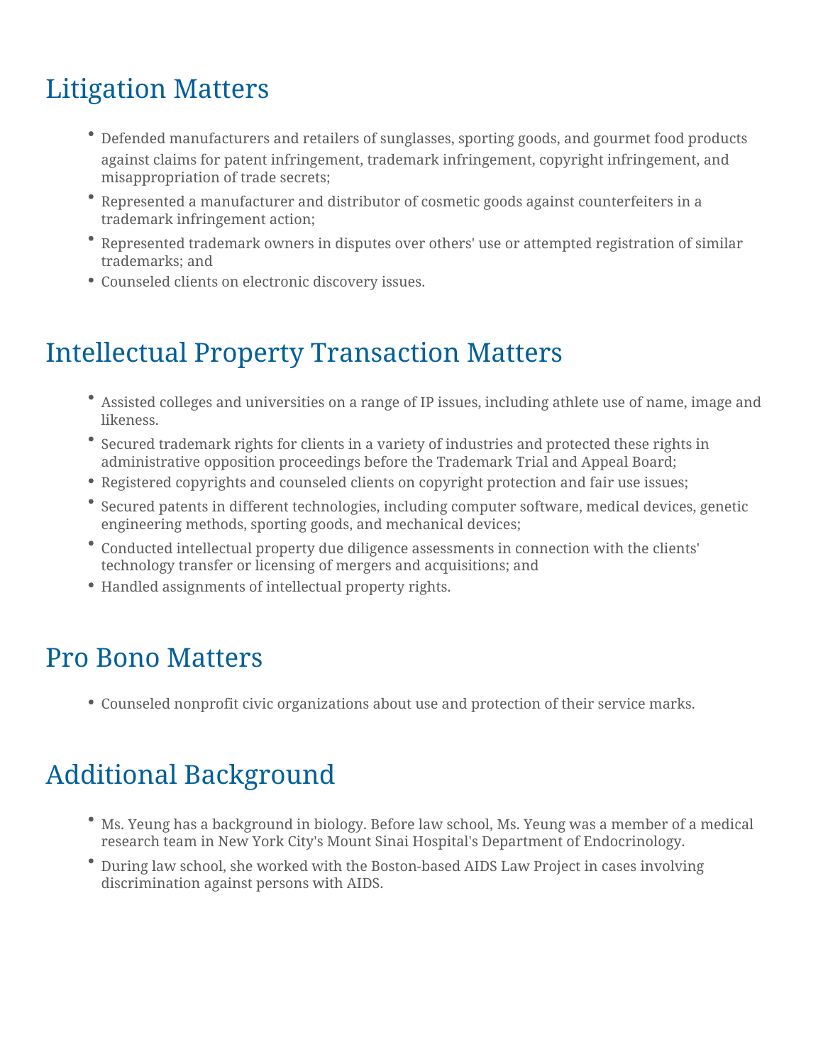## Litigation Matters

- Defended manufacturers and retailers of sunglasses, sporting goods, and gourmet food products against claims for patent infringement, trademark infringement, copyright infringement, and misappropriation of trade secrets;
- Represented a manufacturer and distributor of cosmetic goods against counterfeiters in a trademark infringement action;
- Represented trademark owners in disputes over others' use or attempted registration of similar trademarks; and
- Counseled clients on electronic discovery issues.

## Intellectual Property Transaction Matters

- Assisted colleges and universities on a range of IP issues, including athlete use of name, image and likeness.
- Secured trademark rights for clients in a variety of industries and protected these rights in administrative opposition proceedings before the Trademark Trial and Appeal Board;
- Registered copyrights and counseled clients on copyright protection and fair use issues;
- Secured patents in different technologies, including computer software, medical devices, genetic engineering methods, sporting goods, and mechanical devices;
- Conducted intellectual property due diligence assessments in connection with the clients' technology transfer or licensing of mergers and acquisitions; and
- Handled assignments of intellectual property rights.

## Pro Bono Matters

- Counseled nonprofit civic organizations about use and protection of their service marks.

## Additional Background

- Ms. Yeung has a background in biology. Before law school, Ms. Yeung was a member of a medical research team in New York City's Mount Sinai Hospital's Department of Endocrinology.
- During law school, she worked with the Boston-based AIDS Law Project in cases involving discrimination against persons with AIDS.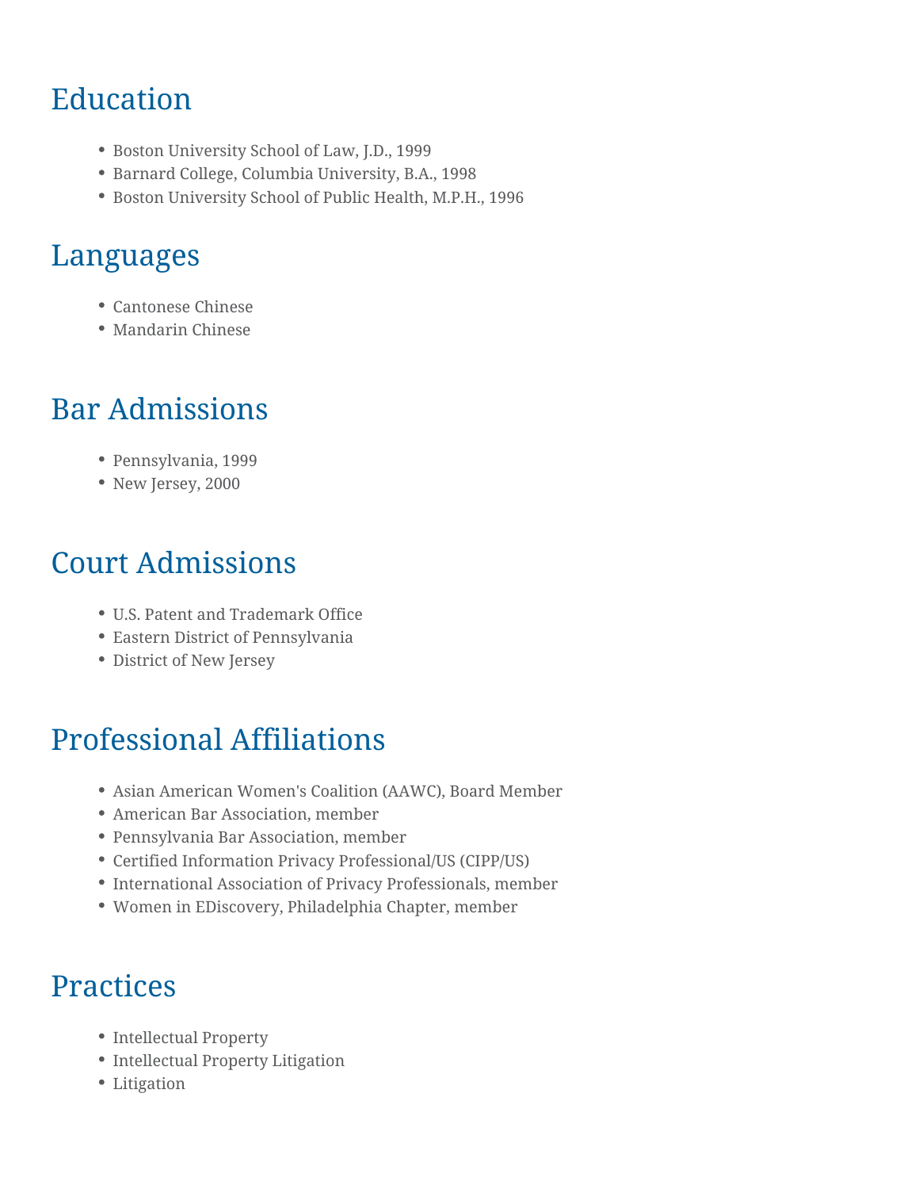## Education

- Boston University School of Law, J.D., 1999
- Barnard College, Columbia University, B.A., 1998
- Boston University School of Public Health, M.P.H., 1996

## Languages

- Cantonese Chinese
- Mandarin Chinese

## Bar Admissions

- Pennsylvania, 1999
- New Jersey, 2000

## Court Admissions

- U.S. Patent and Trademark Office
- Eastern District of Pennsylvania
- District of New Jersey

## Professional Affiliations

- Asian American Women's Coalition (AAWC), Board Member
- American Bar Association, member
- Pennsylvania Bar Association, member
- Certified Information Privacy Professional/US (CIPP/US)
- International Association of Privacy Professionals, member
- Women in EDiscovery, Philadelphia Chapter, member

## Practices

- Intellectual Property
- Intellectual Property Litigation
- Litigation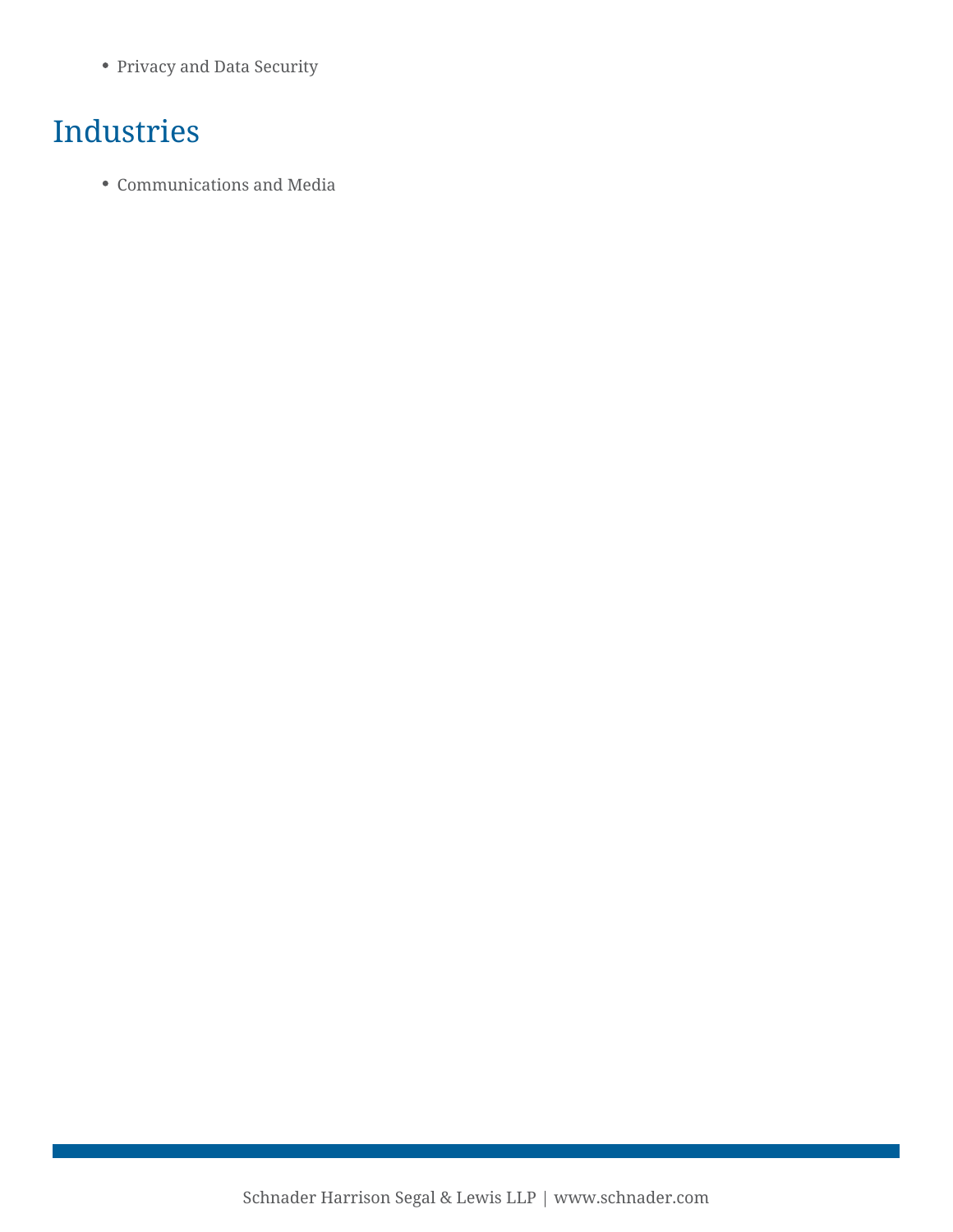- Privacy and Data Security

## Industries

- Communications and Media